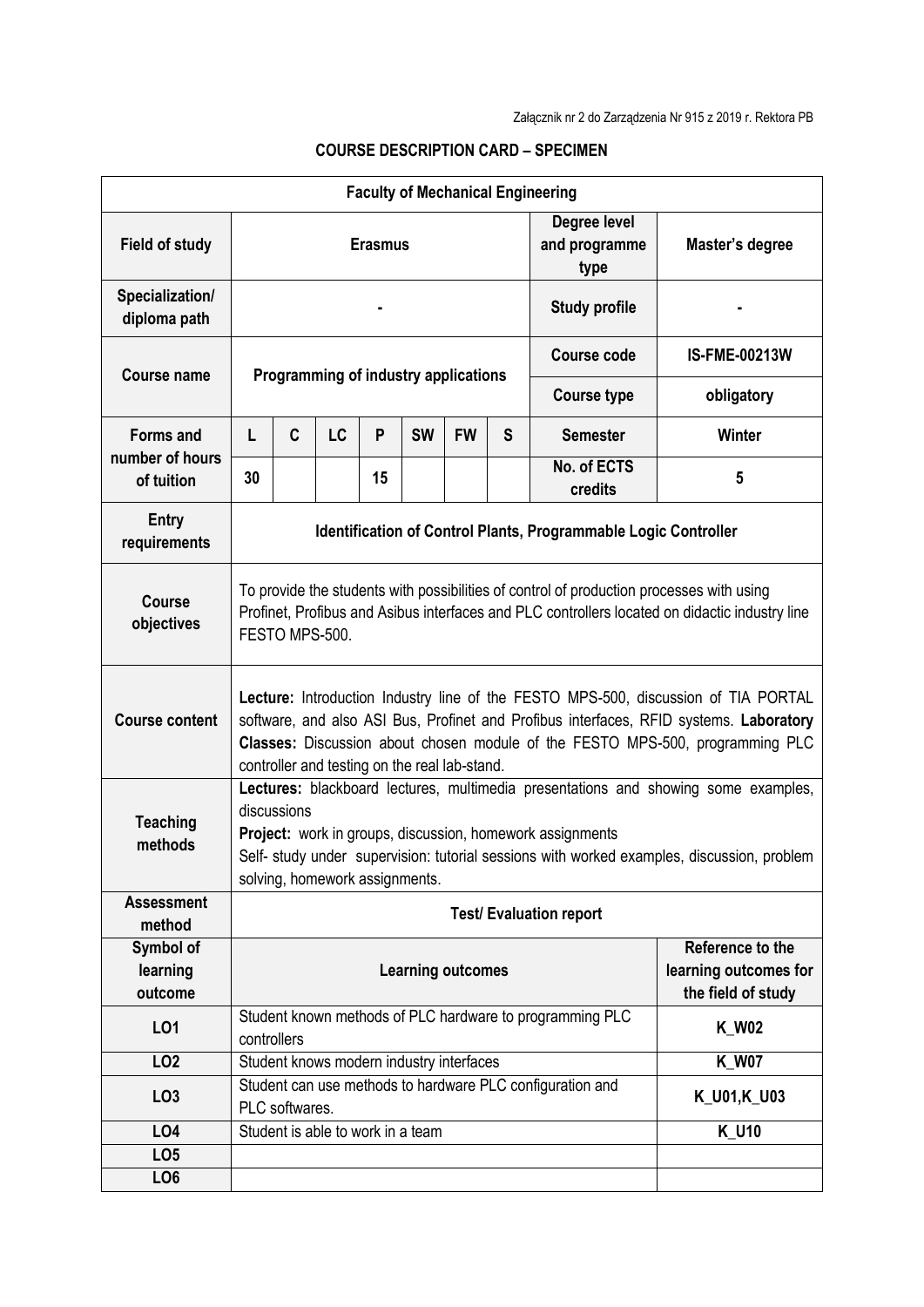Załącznik nr 2 do Zarządzenia Nr 915 z 2019 r. Rektora PB

**COURSE DESCRIPTION CARD – SPECIMEN**

| **Faculty of Mechanical Engineering** | | | | | | | | | |
|---|---|---|---|---|---|---|---|---|---|
| **Field of study** | **Erasmus** | | | | | | | **Degree level and programme type** | **Master's degree** |
| **Specialization/ diploma path** | **-** | | | | | | | **Study profile** | **-** |
| **Course name** | **Programming of industry applications** | | | | | | | **Course code** | **IS-FME-00213W** |
| | | | | | | | | **Course type** | **obligatory** |
| **Forms and number of hours of tuition** | **L** | **C** | **LC** | **P** | **SW** | **FW** | **S** | **Semester** | **Winter** |
| | **30** | | | **15** | | | | **No. of ECTS credits** | **5** |
| **Entry requirements** | **Identification of Control Plants, Programmable Logic Controller** | | | | | | | | |
| **Course objectives** | To provide the students with possibilities of control of production processes with using Profinet, Profibus and Asibus interfaces and PLC controllers located on didactic industry line FESTO MPS-500. | | | | | | | | |
| **Course content** | **Lecture:** Introduction Industry line of the FESTO MPS-500, discussion of TIA PORTAL software, and also ASI Bus, Profinet and Profibus interfaces, RFID systems. **Laboratory Classes:** Discussion about chosen module of the FESTO MPS-500, programming PLC controller and testing on the real lab-stand. | | | | | | | | |
| **Teaching methods** | **Lectures:** blackboard lectures, multimedia presentations and showing some examples, discussions<br>**Project:** work in groups, discussion, homework assignments<br>Self- study under supervision: tutorial sessions with worked examples, discussion, problem solving, homework assignments. | | | | | | | | |
| **Assessment method** | **Test/ Evaluation report** | | | | | | | | |
| **Symbol of learning outcome** | **Learning outcomes** | | | | | | | | **Reference to the learning outcomes for the field of study** |
| **LO1** | Student known methods of PLC hardware to programming PLC controllers | | | | | | | | **K_W02** |
| **LO2** | Student knows modern industry interfaces | | | | | | | | **K_W07** |
| **LO3** | Student can use methods to hardware PLC configuration and PLC softwares. | | | | | | | | **K_U01,K_U03** |
| **LO4** | Student is able to work in a team | | | | | | | | **K_U10** |
| **LO5** | | | | | | | | | |
| **LO6** | | | | | | | | | |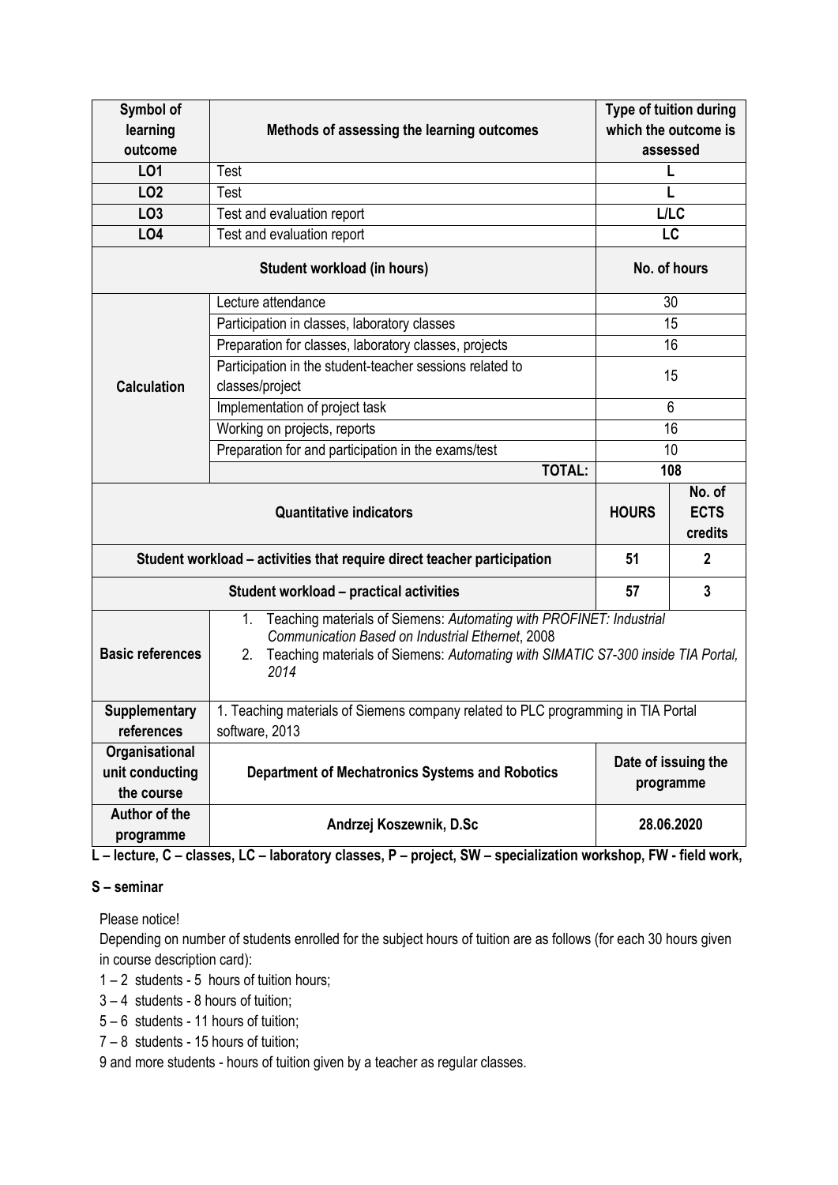| Symbol of learning outcome | Methods of assessing the learning outcomes | Type of tuition during which the outcome is assessed | |
|---|---|---|---|
| LO1 | Test | L | |
| LO2 | Test | L | |
| LO3 | Test and evaluation report | L/LC | |
| LO4 | Test and evaluation report | LC | |
| **Student workload (in hours)** | | **No. of hours** | |
| **Calculation** | Lecture attendance | 30 | |
| | Participation in classes, laboratory classes | 15 | |
| | Preparation for classes, laboratory classes, projects | 16 | |
| | Participation in the student-teacher sessions related to classes/project | 15 | |
| | Implementation of project task | 6 | |
| | Working on projects, reports | 16 | |
| | Preparation for and participation in the exams/test | 10 | |
| | **TOTAL:** | **108** | |
| **Quantitative indicators** | | **HOURS** | **No. of ECTS credits** |
| **Student workload – activities that require direct teacher participation** | | **51** | **2** |
| **Student workload – practical activities** | | **57** | **3** |
| **Basic references** | 1. Teaching materials of Siemens: *Automating with PROFINET: Industrial Communication Based on Industrial Ethernet*, 2008<br>2. Teaching materials of Siemens: *Automating with SIMATIC S7-300 inside TIA Portal, 2014* | | |
| **Supplementary references** | 1. Teaching materials of Siemens company related to PLC programming in TIA Portal software, 2013 | | |
| **Organisational unit conducting the course** | **Department of Mechatronics Systems and Robotics** | **Date of issuing the programme** | |
| **Author of the programme** | **Andrzej Koszewnik, D.Sc** | **28.06.2020** | |

**L – lecture, C – classes, LC – laboratory classes, P – project, SW – specialization workshop, FW - field work, S – seminar**

Please notice!

Depending on number of students enrolled for the subject hours of tuition are as follows (for each 30 hours given in course description card):

1 – 2 students - 5 hours of tuition hours;

3 – 4 students - 8 hours of tuition;

5 – 6 students - 11 hours of tuition;

7 – 8 students - 15 hours of tuition;

9 and more students - hours of tuition given by a teacher as regular classes.